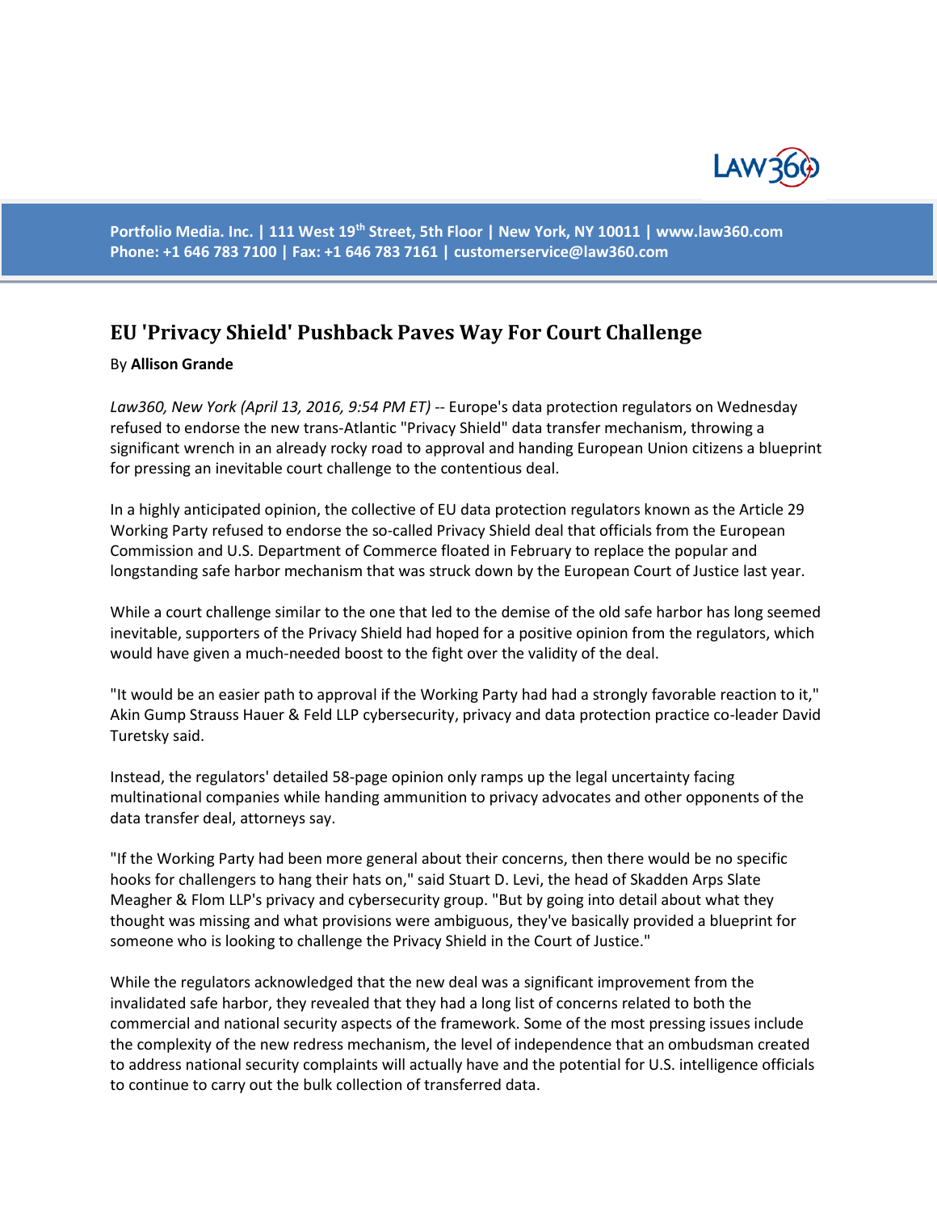# EU 'Privacy Shield' Pushback Paves Way For Court Challenge

By **Allison Grande**

*Law360, New York (April 13, 2016, 9:54 PM ET)* -- Europe's data protection regulators on Wednesday refused to endorse the new trans-Atlantic "Privacy Shield" data transfer mechanism, throwing a significant wrench in an already rocky road to approval and handing European Union citizens a blueprint for pressing an inevitable court challenge to the contentious deal.

In a highly anticipated opinion, the collective of EU data protection regulators known as the Article 29 Working Party refused to endorse the so-called Privacy Shield deal that officials from the European Commission and U.S. Department of Commerce floated in February to replace the popular and longstanding safe harbor mechanism that was struck down by the European Court of Justice last year.

While a court challenge similar to the one that led to the demise of the old safe harbor has long seemed inevitable, supporters of the Privacy Shield had hoped for a positive opinion from the regulators, which would have given a much-needed boost to the fight over the validity of the deal.

"It would be an easier path to approval if the Working Party had had a strongly favorable reaction to it," Akin Gump Strauss Hauer & Feld LLP cybersecurity, privacy and data protection practice co-leader David Turetsky said.

Instead, the regulators' detailed 58-page opinion only ramps up the legal uncertainty facing multinational companies while handing ammunition to privacy advocates and other opponents of the data transfer deal, attorneys say.

"If the Working Party had been more general about their concerns, then there would be no specific hooks for challengers to hang their hats on," said Stuart D. Levi, the head of Skadden Arps Slate Meagher & Flom LLP's privacy and cybersecurity group. "But by going into detail about what they thought was missing and what provisions were ambiguous, they've basically provided a blueprint for someone who is looking to challenge the Privacy Shield in the Court of Justice."

While the regulators acknowledged that the new deal was a significant improvement from the invalidated safe harbor, they revealed that they had a long list of concerns related to both the commercial and national security aspects of the framework. Some of the most pressing issues include the complexity of the new redress mechanism, the level of independence that an ombudsman created to address national security complaints will actually have and the potential for U.S. intelligence officials to continue to carry out the bulk collection of transferred data.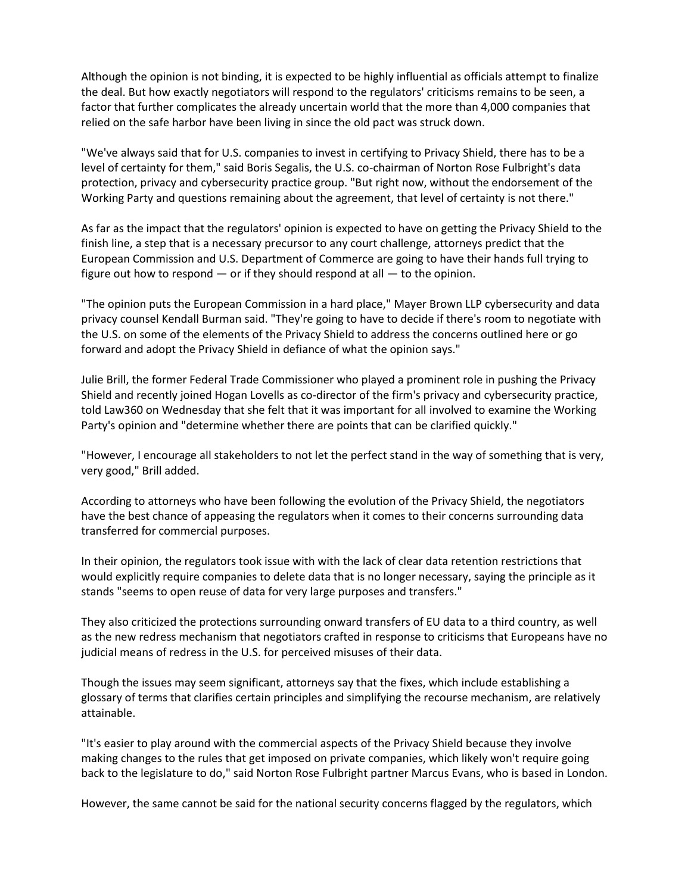Although the opinion is not binding, it is expected to be highly influential as officials attempt to finalize the deal. But how exactly negotiators will respond to the regulators' criticisms remains to be seen, a factor that further complicates the already uncertain world that the more than 4,000 companies that relied on the safe harbor have been living in since the old pact was struck down.

"We've always said that for U.S. companies to invest in certifying to Privacy Shield, there has to be a level of certainty for them," said Boris Segalis, the U.S. co-chairman of Norton Rose Fulbright's data protection, privacy and cybersecurity practice group. "But right now, without the endorsement of the Working Party and questions remaining about the agreement, that level of certainty is not there."

As far as the impact that the regulators' opinion is expected to have on getting the Privacy Shield to the finish line, a step that is a necessary precursor to any court challenge, attorneys predict that the European Commission and U.S. Department of Commerce are going to have their hands full trying to figure out how to respond — or if they should respond at all — to the opinion.

"The opinion puts the European Commission in a hard place," Mayer Brown LLP cybersecurity and data privacy counsel Kendall Burman said. "They're going to have to decide if there's room to negotiate with the U.S. on some of the elements of the Privacy Shield to address the concerns outlined here or go forward and adopt the Privacy Shield in defiance of what the opinion says."

Julie Brill, the former Federal Trade Commissioner who played a prominent role in pushing the Privacy Shield and recently joined Hogan Lovells as co-director of the firm's privacy and cybersecurity practice, told Law360 on Wednesday that she felt that it was important for all involved to examine the Working Party's opinion and "determine whether there are points that can be clarified quickly."

"However, I encourage all stakeholders to not let the perfect stand in the way of something that is very, very good," Brill added.

According to attorneys who have been following the evolution of the Privacy Shield, the negotiators have the best chance of appeasing the regulators when it comes to their concerns surrounding data transferred for commercial purposes.

In their opinion, the regulators took issue with with the lack of clear data retention restrictions that would explicitly require companies to delete data that is no longer necessary, saying the principle as it stands "seems to open reuse of data for very large purposes and transfers."

They also criticized the protections surrounding onward transfers of EU data to a third country, as well as the new redress mechanism that negotiators crafted in response to criticisms that Europeans have no judicial means of redress in the U.S. for perceived misuses of their data.

Though the issues may seem significant, attorneys say that the fixes, which include establishing a glossary of terms that clarifies certain principles and simplifying the recourse mechanism, are relatively attainable.

"It's easier to play around with the commercial aspects of the Privacy Shield because they involve making changes to the rules that get imposed on private companies, which likely won't require going back to the legislature to do," said Norton Rose Fulbright partner Marcus Evans, who is based in London.

However, the same cannot be said for the national security concerns flagged by the regulators, which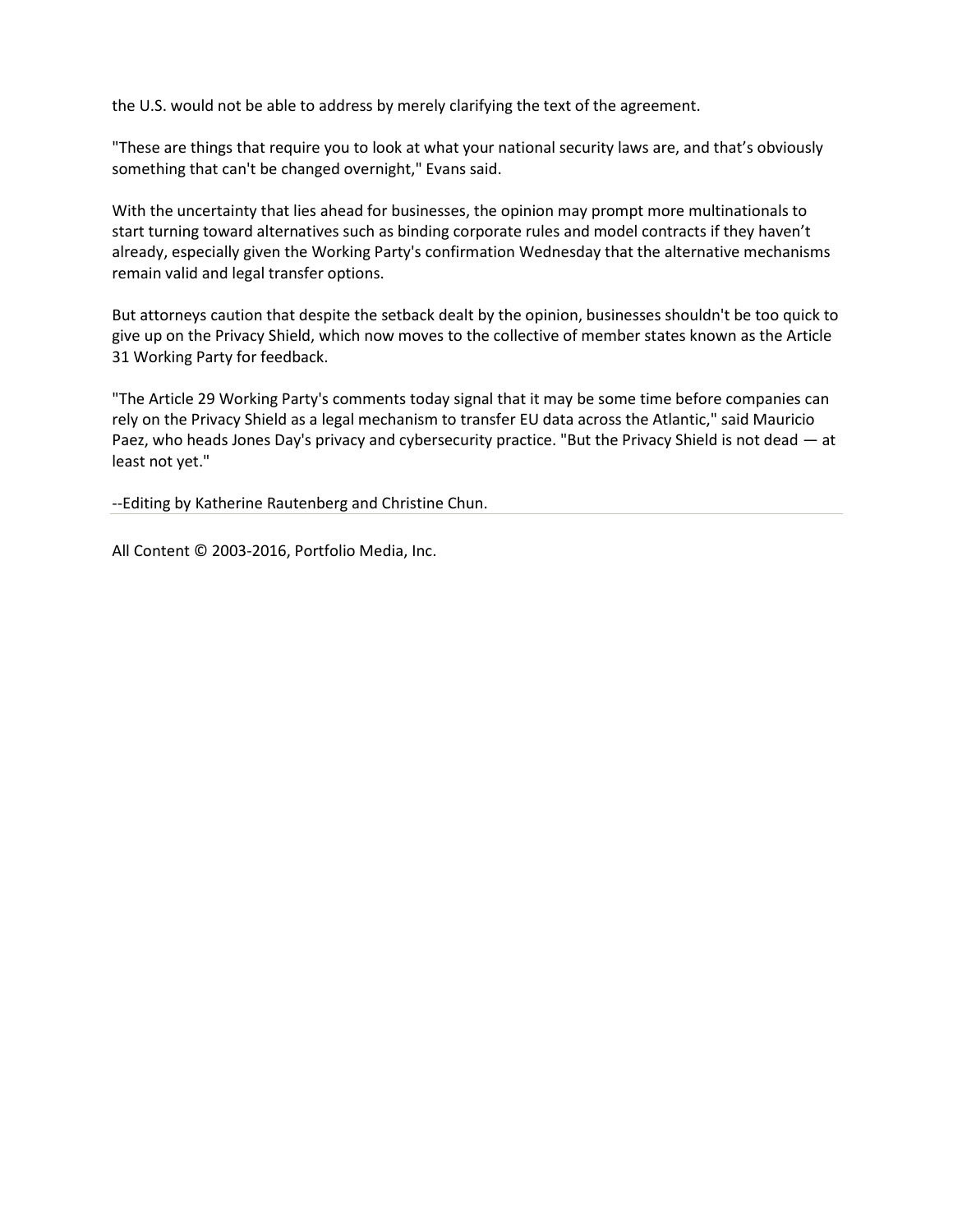the U.S. would not be able to address by merely clarifying the text of the agreement.

"These are things that require you to look at what your national security laws are, and that's obviously something that can't be changed overnight," Evans said.

With the uncertainty that lies ahead for businesses, the opinion may prompt more multinationals to start turning toward alternatives such as binding corporate rules and model contracts if they haven't already, especially given the Working Party's confirmation Wednesday that the alternative mechanisms remain valid and legal transfer options.

But attorneys caution that despite the setback dealt by the opinion, businesses shouldn't be too quick to give up on the Privacy Shield, which now moves to the collective of member states known as the Article 31 Working Party for feedback.

"The Article 29 Working Party's comments today signal that it may be some time before companies can rely on the Privacy Shield as a legal mechanism to transfer EU data across the Atlantic," said Mauricio Paez, who heads Jones Day's privacy and cybersecurity practice. "But the Privacy Shield is not dead — at least not yet."

--Editing by Katherine Rautenberg and Christine Chun.

---

All Content © 2003-2016, Portfolio Media, Inc.